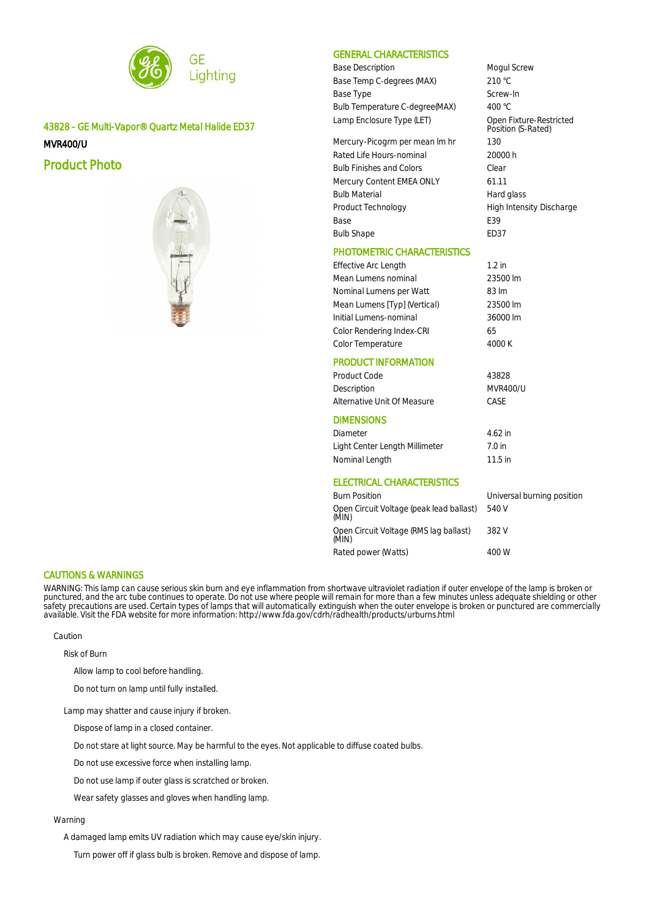GE Lighting

## 43828 - GE Multi-Vapor® Quartz Metal Halide ED37

**MVR400/U**

## Product Photo

## GENERAL CHARACTERISTICS

| | |
|---|---|
| Base Description | Mogul Screw |
| Base Temp C-degrees (MAX) | 210 °C |
| Base Type | Screw-In |
| Bulb Temperature C-degree(MAX) | 400 °C |
| Lamp Enclosure Type (LET) | Open Fixture-Restricted Position (S-Rated) |
| Mercury-Picogrm per mean lm hr | 130 |
| Rated Life Hours-nominal | 20000 h |
| Bulb Finishes and Colors | Clear |
| Mercury Content EMEA ONLY | 61.11 |
| Bulb Material | Hard glass |
| Product Technology | High Intensity Discharge |
| Base | E39 |
| Bulb Shape | ED37 |

## PHOTOMETRIC CHARACTERISTICS

| | |
|---|---|
| Effective Arc Length | 1.2 in |
| Mean Lumens nominal | 23500 lm |
| Nominal Lumens per Watt | 83 lm |
| Mean Lumens [Typ] (Vertical) | 23500 lm |
| Initial Lumens-nominal | 36000 lm |
| Color Rendering Index-CRI | 65 |
| Color Temperature | 4000 K |

## PRODUCT INFORMATION

| | |
|---|---|
| Product Code | 43828 |
| Description | MVR400/U |
| Alternative Unit Of Measure | CASE |

## DIMENSIONS

| | |
|---|---|
| Diameter | 4.62 in |
| Light Center Length Millimeter | 7.0 in |
| Nominal Length | 11.5 in |

## ELECTRICAL CHARACTERISTICS

| | |
|---|---|
| Burn Position | Universal burning position |
| Open Circuit Voltage (peak lead ballast) (MIN) | 540 V |
| Open Circuit Voltage (RMS lag ballast) (MIN) | 382 V |
| Rated power (Watts) | 400 W |

## CAUTIONS & WARNINGS

WARNING: This lamp can cause serious skin burn and eye inflammation from shortwave ultraviolet radiation if outer envelope of the lamp is broken or punctured, and the arc tube continues to operate. Do not use where people will remain for more than a few minutes unless adequate shielding or other safety precautions are used. Certain types of lamps that will automatically extinguish when the outer envelope is broken or punctured are commercially available. Visit the FDA website for more information: http://www.fda.gov/cdrh/radhealth/products/urburns.html

Caution

- Risk of Burn
  - Allow lamp to cool before handling.
  - Do not turn on lamp until fully installed.
- Lamp may shatter and cause injury if broken.
  - Dispose of lamp in a closed container.
  - Do not stare at light source. May be harmful to the eyes. Not applicable to diffuse coated bulbs.
  - Do not use excessive force when installing lamp.
  - Do not use lamp if outer glass is scratched or broken.
  - Wear safety glasses and gloves when handling lamp.

Warning

- A damaged lamp emits UV radiation which may cause eye/skin injury.
  - Turn power off if glass bulb is broken. Remove and dispose of lamp.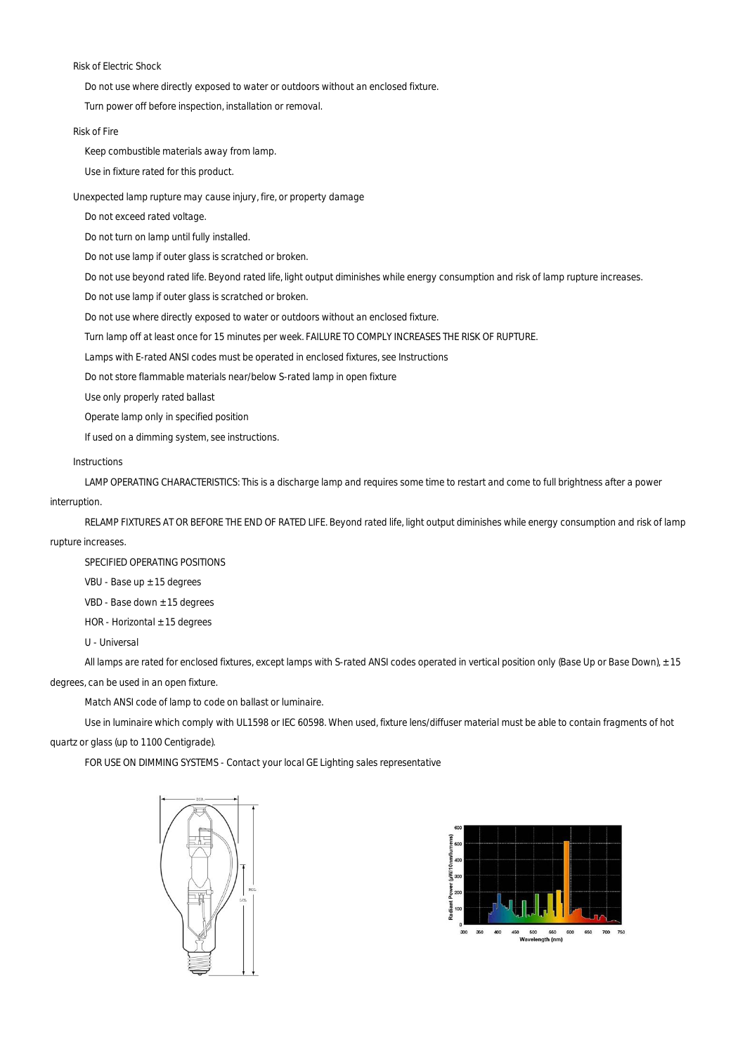Risk of Electric Shock

Do not use where directly exposed to water or outdoors without an enclosed fixture.

Turn power off before inspection, installation or removal.

Risk of Fire

Keep combustible materials away from lamp.

Use in fixture rated for this product.

Unexpected lamp rupture may cause injury, fire, or property damage

Do not exceed rated voltage.

Do not turn on lamp until fully installed.

Do not use lamp if outer glass is scratched or broken.

Do not use beyond rated life. Beyond rated life, light output diminishes while energy consumption and risk of lamp rupture increases.

Do not use lamp if outer glass is scratched or broken.

Do not use where directly exposed to water or outdoors without an enclosed fixture.

Turn lamp off at least once for 15 minutes per week. FAILURE TO COMPLY INCREASES THE RISK OF RUPTURE.

Lamps with E-rated ANSI codes must be operated in enclosed fixtures, see Instructions

Do not store flammable materials near/below S-rated lamp in open fixture

Use only properly rated ballast

Operate lamp only in specified position

If used on a dimming system, see instructions.

Instructions

LAMP OPERATING CHARACTERISTICS: This is a discharge lamp and requires some time to restart and come to full brightness after a power interruption.

RELAMP FIXTURES AT OR BEFORE THE END OF RATED LIFE. Beyond rated life, light output diminishes while energy consumption and risk of lamp rupture increases.

SPECIFIED OPERATING POSITIONS

VBU - Base up ±15 degrees

VBD - Base down ±15 degrees

HOR - Horizontal ±15 degrees

U - Universal

All lamps are rated for enclosed fixtures, except lamps with S-rated ANSI codes operated in vertical position only (Base Up or Base Down), ±15 degrees, can be used in an open fixture.

Match ANSI code of lamp to code on ballast or luminaire.

Use in luminaire which comply with UL1598 or IEC 60598. When used, fixture lens/diffuser material must be able to contain fragments of hot quartz or glass (up to 1100 Centigrade).

FOR USE ON DIMMING SYSTEMS - Contact your local GE Lighting sales representative

DIA.

MOL

LCL

600
500
400
300
200
100
0
Radiant Power (µW/10nm/lumens)
300 350 400 450 500 550 600 650 700 750
Wavelength (nm)